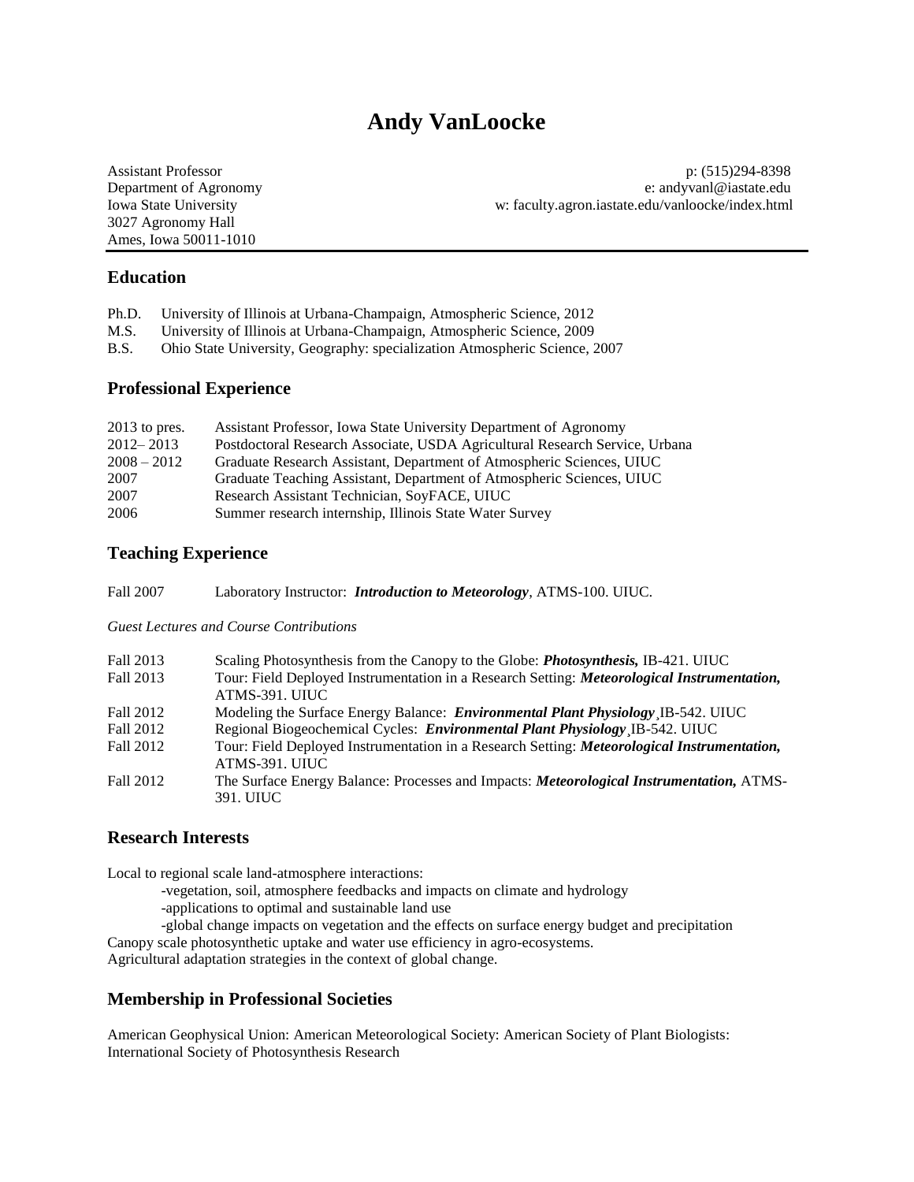# Andy VanLoocke

Assistant Professor
Department of Agronomy
Iowa State University
3027 Agronomy Hall
Ames, Iowa 50011-1010

p: (515)294-8398
e: andyvanl@iastate.edu
w: faculty.agron.iastate.edu/vanloocke/index.html

## Education

Ph.D. University of Illinois at Urbana-Champaign, Atmospheric Science, 2012
M.S. University of Illinois at Urbana-Champaign, Atmospheric Science, 2009
B.S. Ohio State University, Geography: specialization Atmospheric Science, 2007

## Professional Experience

| | |
|---|---|
| 2013 to pres. | Assistant Professor, Iowa State University Department of Agronomy |
| 2012– 2013 | Postdoctoral Research Associate, USDA Agricultural Research Service, Urbana |
| 2008 – 2012 | Graduate Research Assistant, Department of Atmospheric Sciences, UIUC |
| 2007 | Graduate Teaching Assistant, Department of Atmospheric Sciences, UIUC |
| 2007 | Research Assistant Technician, SoyFACE, UIUC |
| 2006 | Summer research internship, Illinois State Water Survey |

## Teaching Experience

Fall 2007 Laboratory Instructor: ***Introduction to Meteorology***, ATMS-100. UIUC.

*Guest Lectures and Course Contributions*

| | |
|---|---|
| Fall 2013 | Scaling Photosynthesis from the Canopy to the Globe: ***Photosynthesis,*** IB-421. UIUC |
| Fall 2013 | Tour: Field Deployed Instrumentation in a Research Setting: ***Meteorological Instrumentation,*** ATMS-391. UIUC |
| Fall 2012 | Modeling the Surface Energy Balance: ***Environmental Plant Physiology*** ¸IB-542. UIUC |
| Fall 2012 | Regional Biogeochemical Cycles: ***Environmental Plant Physiology*** ¸IB-542. UIUC |
| Fall 2012 | Tour: Field Deployed Instrumentation in a Research Setting: ***Meteorological Instrumentation,*** ATMS-391. UIUC |
| Fall 2012 | The Surface Energy Balance: Processes and Impacts: ***Meteorological Instrumentation,*** ATMS-391. UIUC |

## Research Interests

Local to regional scale land-atmosphere interactions:
- vegetation, soil, atmosphere feedbacks and impacts on climate and hydrology
- applications to optimal and sustainable land use
- global change impacts on vegetation and the effects on surface energy budget and precipitation

Canopy scale photosynthetic uptake and water use efficiency in agro-ecosystems.
Agricultural adaptation strategies in the context of global change.

## Membership in Professional Societies

American Geophysical Union: American Meteorological Society: American Society of Plant Biologists: International Society of Photosynthesis Research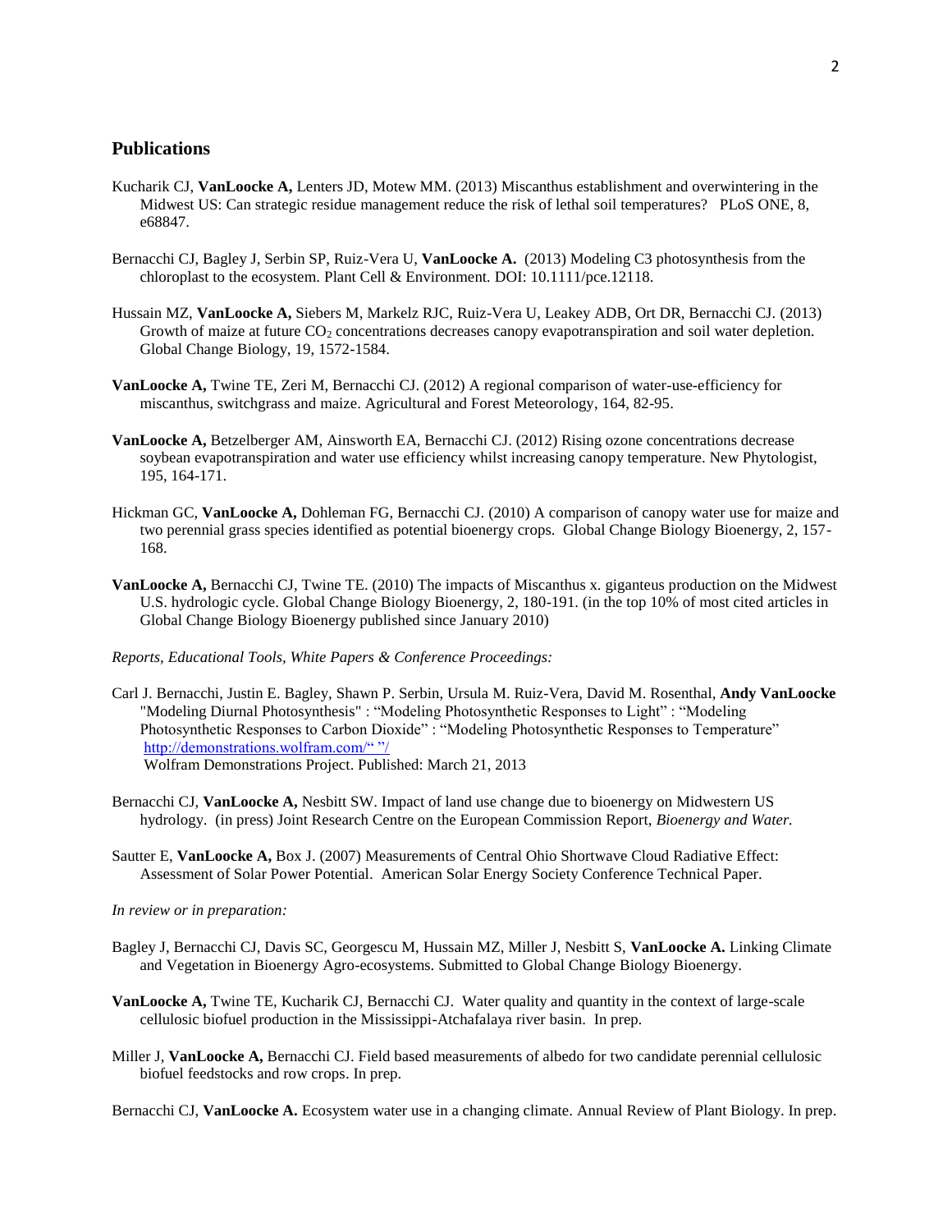## Publications

Kucharik CJ, **VanLoocke A,** Lenters JD, Motew MM. (2013) Miscanthus establishment and overwintering in the Midwest US: Can strategic residue management reduce the risk of lethal soil temperatures? PLoS ONE, 8, e68847.

Bernacchi CJ, Bagley J, Serbin SP, Ruiz-Vera U, **VanLoocke A.** (2013) Modeling C3 photosynthesis from the chloroplast to the ecosystem. Plant Cell & Environment. DOI: 10.1111/pce.12118.

Hussain MZ, **VanLoocke A,** Siebers M, Markelz RJC, Ruiz-Vera U, Leakey ADB, Ort DR, Bernacchi CJ. (2013) Growth of maize at future $CO_2$ concentrations decreases canopy evapotranspiration and soil water depletion. Global Change Biology, 19, 1572-1584.

**VanLoocke A,** Twine TE, Zeri M, Bernacchi CJ. (2012) A regional comparison of water-use-efficiency for miscanthus, switchgrass and maize. Agricultural and Forest Meteorology, 164, 82-95.

**VanLoocke A,** Betzelberger AM, Ainsworth EA, Bernacchi CJ. (2012) Rising ozone concentrations decrease soybean evapotranspiration and water use efficiency whilst increasing canopy temperature. New Phytologist, 195, 164-171.

Hickman GC, **VanLoocke A,** Dohleman FG, Bernacchi CJ. (2010) A comparison of canopy water use for maize and two perennial grass species identified as potential bioenergy crops. Global Change Biology Bioenergy, 2, 157-168.

**VanLoocke A,** Bernacchi CJ, Twine TE. (2010) The impacts of Miscanthus x. giganteus production on the Midwest U.S. hydrologic cycle. Global Change Biology Bioenergy, 2, 180-191. (in the top 10% of most cited articles in Global Change Biology Bioenergy published since January 2010)

*Reports, Educational Tools, White Papers & Conference Proceedings:*

Carl J. Bernacchi, Justin E. Bagley, Shawn P. Serbin, Ursula M. Ruiz-Vera, David M. Rosenthal, **Andy VanLoocke** "Modeling Diurnal Photosynthesis" : "Modeling Photosynthetic Responses to Light" : "Modeling Photosynthetic Responses to Carbon Dioxide" : "Modeling Photosynthetic Responses to Temperature" http://demonstrations.wolfram.com/" "/ Wolfram Demonstrations Project. Published: March 21, 2013

Bernacchi CJ, **VanLoocke A,** Nesbitt SW. Impact of land use change due to bioenergy on Midwestern US hydrology. (in press) Joint Research Centre on the European Commission Report, *Bioenergy and Water.*

Sautter E, **VanLoocke A,** Box J. (2007) Measurements of Central Ohio Shortwave Cloud Radiative Effect: Assessment of Solar Power Potential. American Solar Energy Society Conference Technical Paper.

*In review or in preparation:*

Bagley J, Bernacchi CJ, Davis SC, Georgescu M, Hussain MZ, Miller J, Nesbitt S, **VanLoocke A.** Linking Climate and Vegetation in Bioenergy Agro-ecosystems. Submitted to Global Change Biology Bioenergy.

**VanLoocke A,** Twine TE, Kucharik CJ, Bernacchi CJ. Water quality and quantity in the context of large-scale cellulosic biofuel production in the Mississippi-Atchafalaya river basin. In prep.

Miller J, **VanLoocke A,** Bernacchi CJ. Field based measurements of albedo for two candidate perennial cellulosic biofuel feedstocks and row crops. In prep.

Bernacchi CJ, **VanLoocke A.** Ecosystem water use in a changing climate. Annual Review of Plant Biology. In prep.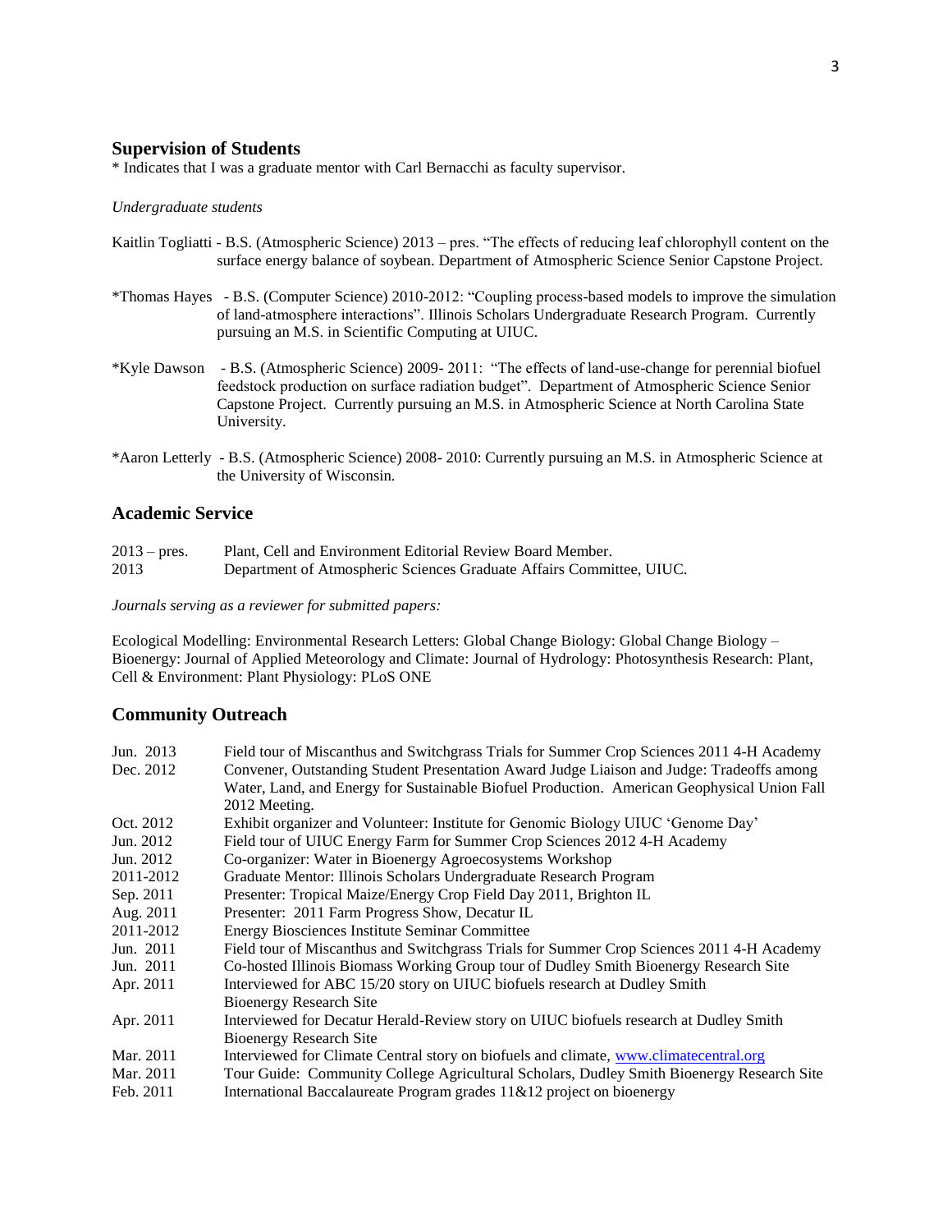## Supervision of Students

\* Indicates that I was a graduate mentor with Carl Bernacchi as faculty supervisor.

*Undergraduate students*

Kaitlin Togliatti - B.S. (Atmospheric Science) 2013 – pres. "The effects of reducing leaf chlorophyll content on the surface energy balance of soybean. Department of Atmospheric Science Senior Capstone Project.

\*Thomas Hayes - B.S. (Computer Science) 2010-2012: "Coupling process-based models to improve the simulation of land-atmosphere interactions". Illinois Scholars Undergraduate Research Program. Currently pursuing an M.S. in Scientific Computing at UIUC.

\*Kyle Dawson - B.S. (Atmospheric Science) 2009- 2011: "The effects of land-use-change for perennial biofuel feedstock production on surface radiation budget". Department of Atmospheric Science Senior Capstone Project. Currently pursuing an M.S. in Atmospheric Science at North Carolina State University.

\*Aaron Letterly - B.S. (Atmospheric Science) 2008- 2010: Currently pursuing an M.S. in Atmospheric Science at the University of Wisconsin.

## Academic Service

| | |
|---|---|
| 2013 – pres. | Plant, Cell and Environment Editorial Review Board Member. |
| 2013 | Department of Atmospheric Sciences Graduate Affairs Committee, UIUC. |

*Journals serving as a reviewer for submitted papers:*

Ecological Modelling: Environmental Research Letters: Global Change Biology: Global Change Biology – Bioenergy: Journal of Applied Meteorology and Climate: Journal of Hydrology: Photosynthesis Research: Plant, Cell & Environment: Plant Physiology: PLoS ONE

## Community Outreach

| | |
|---|---|
| Jun. 2013 | Field tour of Miscanthus and Switchgrass Trials for Summer Crop Sciences 2011 4-H Academy |
| Dec. 2012 | Convener, Outstanding Student Presentation Award Judge Liaison and Judge: Tradeoffs among Water, Land, and Energy for Sustainable Biofuel Production. American Geophysical Union Fall 2012 Meeting. |
| Oct. 2012 | Exhibit organizer and Volunteer: Institute for Genomic Biology UIUC 'Genome Day' |
| Jun. 2012 | Field tour of UIUC Energy Farm for Summer Crop Sciences 2012 4-H Academy |
| Jun. 2012 | Co-organizer: Water in Bioenergy Agroecosystems Workshop |
| 2011-2012 | Graduate Mentor: Illinois Scholars Undergraduate Research Program |
| Sep. 2011 | Presenter: Tropical Maize/Energy Crop Field Day 2011, Brighton IL |
| Aug. 2011 | Presenter: 2011 Farm Progress Show, Decatur IL |
| 2011-2012 | Energy Biosciences Institute Seminar Committee |
| Jun. 2011 | Field tour of Miscanthus and Switchgrass Trials for Summer Crop Sciences 2011 4-H Academy |
| Jun. 2011 | Co-hosted Illinois Biomass Working Group tour of Dudley Smith Bioenergy Research Site |
| Apr. 2011 | Interviewed for ABC 15/20 story on UIUC biofuels research at Dudley Smith Bioenergy Research Site |
| Apr. 2011 | Interviewed for Decatur Herald-Review story on UIUC biofuels research at Dudley Smith Bioenergy Research Site |
| Mar. 2011 | Interviewed for Climate Central story on biofuels and climate, www.climatecentral.org |
| Mar. 2011 | Tour Guide: Community College Agricultural Scholars, Dudley Smith Bioenergy Research Site |
| Feb. 2011 | International Baccalaureate Program grades 11&12 project on bioenergy |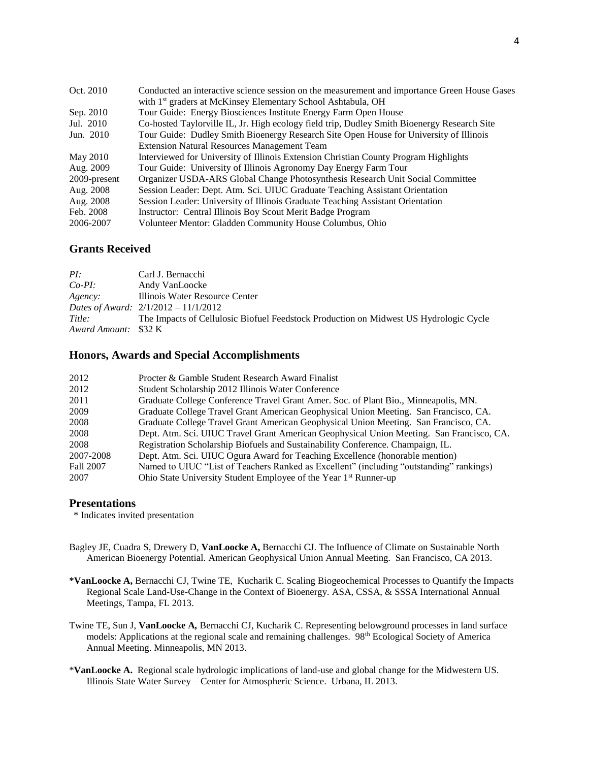| | |
|---|---|
| Oct. 2010 | Conducted an interactive science session on the measurement and importance Green House Gases with 1st graders at McKinsey Elementary School Ashtabula, OH |
| Sep. 2010 | Tour Guide: Energy Biosciences Institute Energy Farm Open House |
| Jul. 2010 | Co-hosted Taylorville IL, Jr. High ecology field trip, Dudley Smith Bioenergy Research Site |
| Jun. 2010 | Tour Guide: Dudley Smith Bioenergy Research Site Open House for University of Illinois Extension Natural Resources Management Team |
| May 2010 | Interviewed for University of Illinois Extension Christian County Program Highlights |
| Aug. 2009 | Tour Guide: University of Illinois Agronomy Day Energy Farm Tour |
| 2009-present | Organizer USDA-ARS Global Change Photosynthesis Research Unit Social Committee |
| Aug. 2008 | Session Leader: Dept. Atm. Sci. UIUC Graduate Teaching Assistant Orientation |
| Aug. 2008 | Session Leader: University of Illinois Graduate Teaching Assistant Orientation |
| Feb. 2008 | Instructor: Central Illinois Boy Scout Merit Badge Program |
| 2006-2007 | Volunteer Mentor: Gladden Community House Columbus, Ohio |

## Grants Received

| | |
|---|---|
| *PI:* | Carl J. Bernacchi |
| *Co-PI:* | Andy VanLoocke |
| *Agency:* | Illinois Water Resource Center |
| *Dates of Award:* | 2/1/2012 – 11/1/2012 |
| *Title:* | The Impacts of Cellulosic Biofuel Feedstock Production on Midwest US Hydrologic Cycle |
| *Award Amount:* | $32 K |

## Honors, Awards and Special Accomplishments

| | |
|---|---|
| 2012 | Procter & Gamble Student Research Award Finalist |
| 2012 | Student Scholarship 2012 Illinois Water Conference |
| 2011 | Graduate College Conference Travel Grant Amer. Soc. of Plant Bio., Minneapolis, MN. |
| 2009 | Graduate College Travel Grant American Geophysical Union Meeting. San Francisco, CA. |
| 2008 | Graduate College Travel Grant American Geophysical Union Meeting. San Francisco, CA. |
| 2008 | Dept. Atm. Sci. UIUC Travel Grant American Geophysical Union Meeting. San Francisco, CA. |
| 2008 | Registration Scholarship Biofuels and Sustainability Conference. Champaign, IL. |
| 2007-2008 | Dept. Atm. Sci. UIUC Ogura Award for Teaching Excellence (honorable mention) |
| Fall 2007 | Named to UIUC "List of Teachers Ranked as Excellent" (including "outstanding" rankings) |
| 2007 | Ohio State University Student Employee of the Year 1st Runner-up |

## Presentations

\* Indicates invited presentation

Bagley JE, Cuadra S, Drewery D, **VanLoocke A,** Bernacchi CJ. The Influence of Climate on Sustainable North American Bioenergy Potential. American Geophysical Union Annual Meeting. San Francisco, CA 2013.

**\*VanLoocke A,** Bernacchi CJ, Twine TE, Kucharik C. Scaling Biogeochemical Processes to Quantify the Impacts Regional Scale Land-Use-Change in the Context of Bioenergy. ASA, CSSA, & SSSA International Annual Meetings, Tampa, FL 2013.

Twine TE, Sun J, **VanLoocke A,** Bernacchi CJ, Kucharik C. Representing belowground processes in land surface models: Applications at the regional scale and remaining challenges. 98th Ecological Society of America Annual Meeting. Minneapolis, MN 2013.

\***VanLoocke A.** Regional scale hydrologic implications of land-use and global change for the Midwestern US. Illinois State Water Survey – Center for Atmospheric Science. Urbana, IL 2013.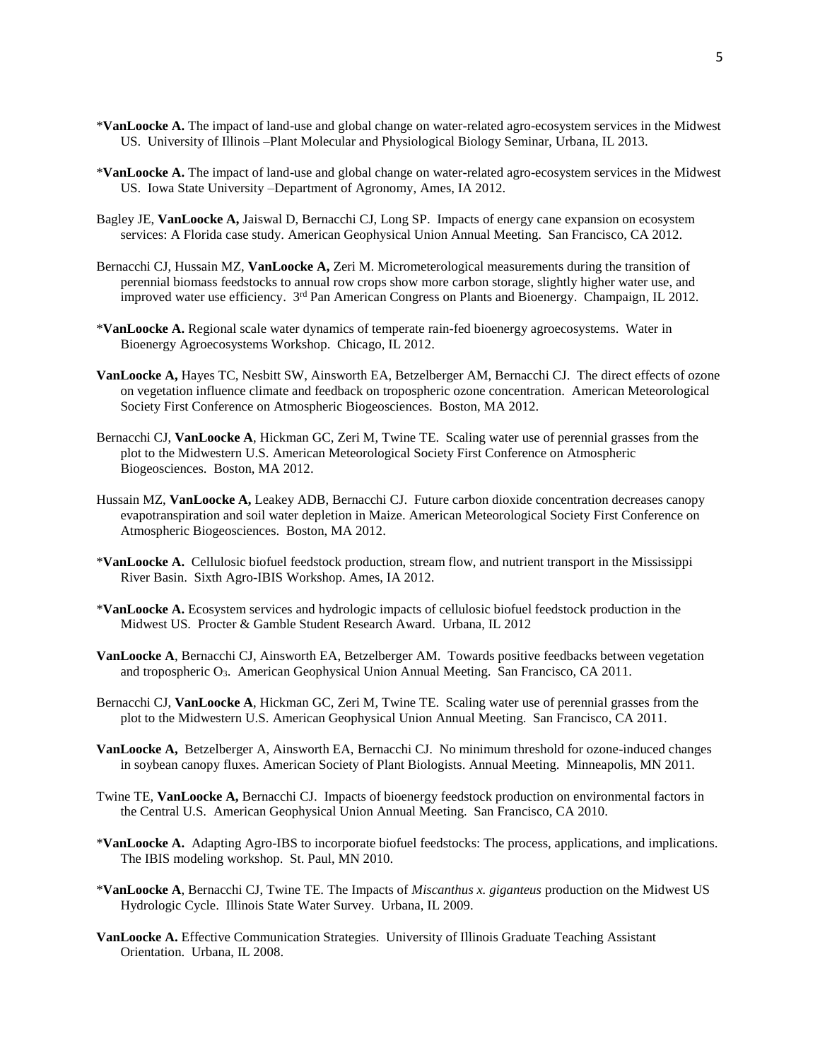*__VanLoocke A.__ The impact of land-use and global change on water-related agro-ecosystem services in the Midwest US. University of Illinois –Plant Molecular and Physiological Biology Seminar, Urbana, IL 2013.

*__VanLoocke A.__ The impact of land-use and global change on water-related agro-ecosystem services in the Midwest US. Iowa State University –Department of Agronomy, Ames, IA 2012.

Bagley JE, **VanLoocke A,** Jaiswal D, Bernacchi CJ, Long SP. Impacts of energy cane expansion on ecosystem services: A Florida case study. American Geophysical Union Annual Meeting. San Francisco, CA 2012.

Bernacchi CJ, Hussain MZ, **VanLoocke A,** Zeri M. Micrometerological measurements during the transition of perennial biomass feedstocks to annual row crops show more carbon storage, slightly higher water use, and improved water use efficiency. 3rd Pan American Congress on Plants and Bioenergy. Champaign, IL 2012.

*__VanLoocke A.__ Regional scale water dynamics of temperate rain-fed bioenergy agroecosystems. Water in Bioenergy Agroecosystems Workshop. Chicago, IL 2012.

**VanLoocke A,** Hayes TC, Nesbitt SW, Ainsworth EA, Betzelberger AM, Bernacchi CJ. The direct effects of ozone on vegetation influence climate and feedback on tropospheric ozone concentration. American Meteorological Society First Conference on Atmospheric Biogeosciences. Boston, MA 2012.

Bernacchi CJ, **VanLoocke A**, Hickman GC, Zeri M, Twine TE. Scaling water use of perennial grasses from the plot to the Midwestern U.S. American Meteorological Society First Conference on Atmospheric Biogeosciences. Boston, MA 2012.

Hussain MZ, **VanLoocke A,** Leakey ADB, Bernacchi CJ. Future carbon dioxide concentration decreases canopy evapotranspiration and soil water depletion in Maize. American Meteorological Society First Conference on Atmospheric Biogeosciences. Boston, MA 2012.

*__VanLoocke A.__ Cellulosic biofuel feedstock production, stream flow, and nutrient transport in the Mississippi River Basin. Sixth Agro-IBIS Workshop. Ames, IA 2012.

*__VanLoocke A.__ Ecosystem services and hydrologic impacts of cellulosic biofuel feedstock production in the Midwest US. Procter & Gamble Student Research Award. Urbana, IL 2012

**VanLoocke A**, Bernacchi CJ, Ainsworth EA, Betzelberger AM. Towards positive feedbacks between vegetation and tropospheric $O_3$. American Geophysical Union Annual Meeting. San Francisco, CA 2011.

Bernacchi CJ, **VanLoocke A**, Hickman GC, Zeri M, Twine TE. Scaling water use of perennial grasses from the plot to the Midwestern U.S. American Geophysical Union Annual Meeting. San Francisco, CA 2011.

**VanLoocke A,** Betzelberger A, Ainsworth EA, Bernacchi CJ. No minimum threshold for ozone-induced changes in soybean canopy fluxes. American Society of Plant Biologists. Annual Meeting. Minneapolis, MN 2011.

Twine TE, **VanLoocke A,** Bernacchi CJ. Impacts of bioenergy feedstock production on environmental factors in the Central U.S. American Geophysical Union Annual Meeting. San Francisco, CA 2010.

*__VanLoocke A.__ Adapting Agro-IBS to incorporate biofuel feedstocks: The process, applications, and implications. The IBIS modeling workshop. St. Paul, MN 2010.

*__VanLoocke A__, Bernacchi CJ, Twine TE. The Impacts of *Miscanthus x. giganteus* production on the Midwest US Hydrologic Cycle. Illinois State Water Survey. Urbana, IL 2009.

**VanLoocke A.** Effective Communication Strategies. University of Illinois Graduate Teaching Assistant Orientation. Urbana, IL 2008.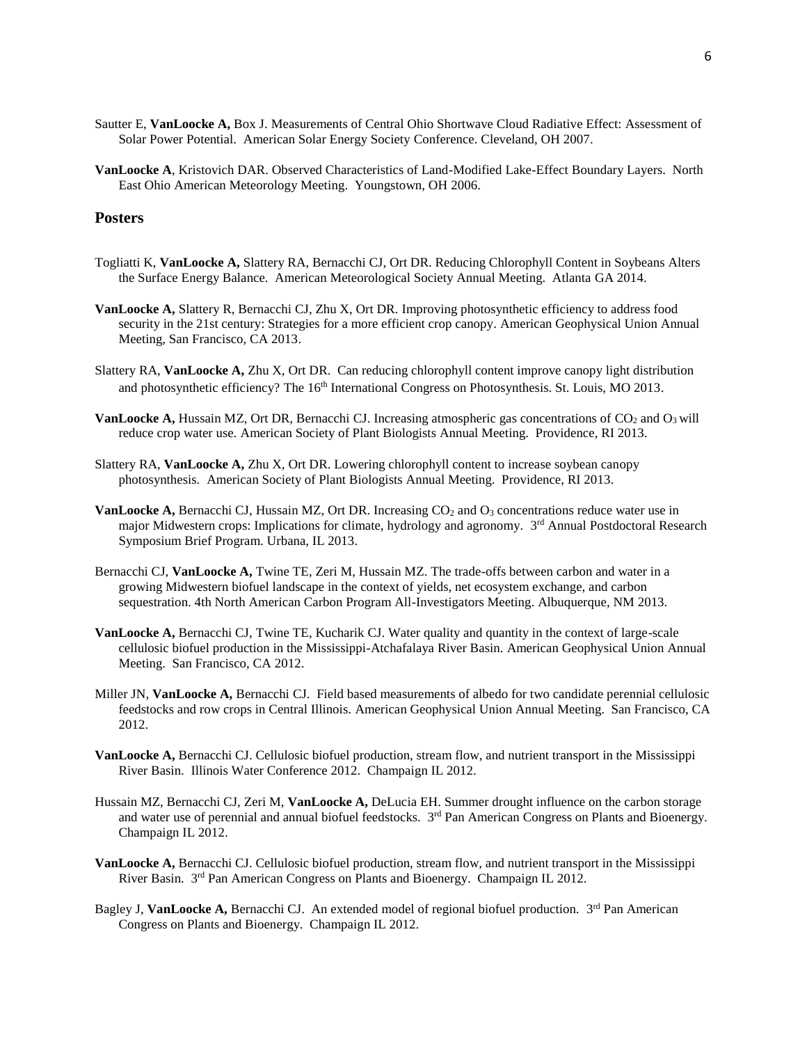Sautter E, **VanLoocke A,** Box J. Measurements of Central Ohio Shortwave Cloud Radiative Effect: Assessment of Solar Power Potential. American Solar Energy Society Conference. Cleveland, OH 2007.

**VanLoocke A**, Kristovich DAR. Observed Characteristics of Land-Modified Lake-Effect Boundary Layers. North East Ohio American Meteorology Meeting. Youngstown, OH 2006.

## Posters

Togliatti K, **VanLoocke A,** Slattery RA, Bernacchi CJ, Ort DR. Reducing Chlorophyll Content in Soybeans Alters the Surface Energy Balance. American Meteorological Society Annual Meeting. Atlanta GA 2014.

**VanLoocke A,** Slattery R, Bernacchi CJ, Zhu X, Ort DR. Improving photosynthetic efficiency to address food security in the 21st century: Strategies for a more efficient crop canopy. American Geophysical Union Annual Meeting, San Francisco, CA 2013.

Slattery RA, **VanLoocke A,** Zhu X, Ort DR. Can reducing chlorophyll content improve canopy light distribution and photosynthetic efficiency? The 16th International Congress on Photosynthesis. St. Louis, MO 2013.

**VanLoocke A,** Hussain MZ, Ort DR, Bernacchi CJ. Increasing atmospheric gas concentrations of $CO_2$ and $O_3$ will reduce crop water use. American Society of Plant Biologists Annual Meeting. Providence, RI 2013.

Slattery RA, **VanLoocke A,** Zhu X, Ort DR. Lowering chlorophyll content to increase soybean canopy photosynthesis. American Society of Plant Biologists Annual Meeting. Providence, RI 2013.

**VanLoocke A,** Bernacchi CJ, Hussain MZ, Ort DR. Increasing $CO_2$ and $O_3$ concentrations reduce water use in major Midwestern crops: Implications for climate, hydrology and agronomy. 3rd Annual Postdoctoral Research Symposium Brief Program. Urbana, IL 2013.

Bernacchi CJ, **VanLoocke A,** Twine TE, Zeri M, Hussain MZ. The trade-offs between carbon and water in a growing Midwestern biofuel landscape in the context of yields, net ecosystem exchange, and carbon sequestration. 4th North American Carbon Program All-Investigators Meeting. Albuquerque, NM 2013.

**VanLoocke A,** Bernacchi CJ, Twine TE, Kucharik CJ. Water quality and quantity in the context of large-scale cellulosic biofuel production in the Mississippi-Atchafalaya River Basin. American Geophysical Union Annual Meeting. San Francisco, CA 2012.

Miller JN, **VanLoocke A,** Bernacchi CJ. Field based measurements of albedo for two candidate perennial cellulosic feedstocks and row crops in Central Illinois. American Geophysical Union Annual Meeting. San Francisco, CA 2012.

**VanLoocke A,** Bernacchi CJ. Cellulosic biofuel production, stream flow, and nutrient transport in the Mississippi River Basin. Illinois Water Conference 2012. Champaign IL 2012.

Hussain MZ, Bernacchi CJ, Zeri M, **VanLoocke A,** DeLucia EH. Summer drought influence on the carbon storage and water use of perennial and annual biofuel feedstocks. 3rd Pan American Congress on Plants and Bioenergy. Champaign IL 2012.

**VanLoocke A,** Bernacchi CJ. Cellulosic biofuel production, stream flow, and nutrient transport in the Mississippi River Basin. 3rd Pan American Congress on Plants and Bioenergy. Champaign IL 2012.

Bagley J, **VanLoocke A,** Bernacchi CJ. An extended model of regional biofuel production. 3rd Pan American Congress on Plants and Bioenergy. Champaign IL 2012.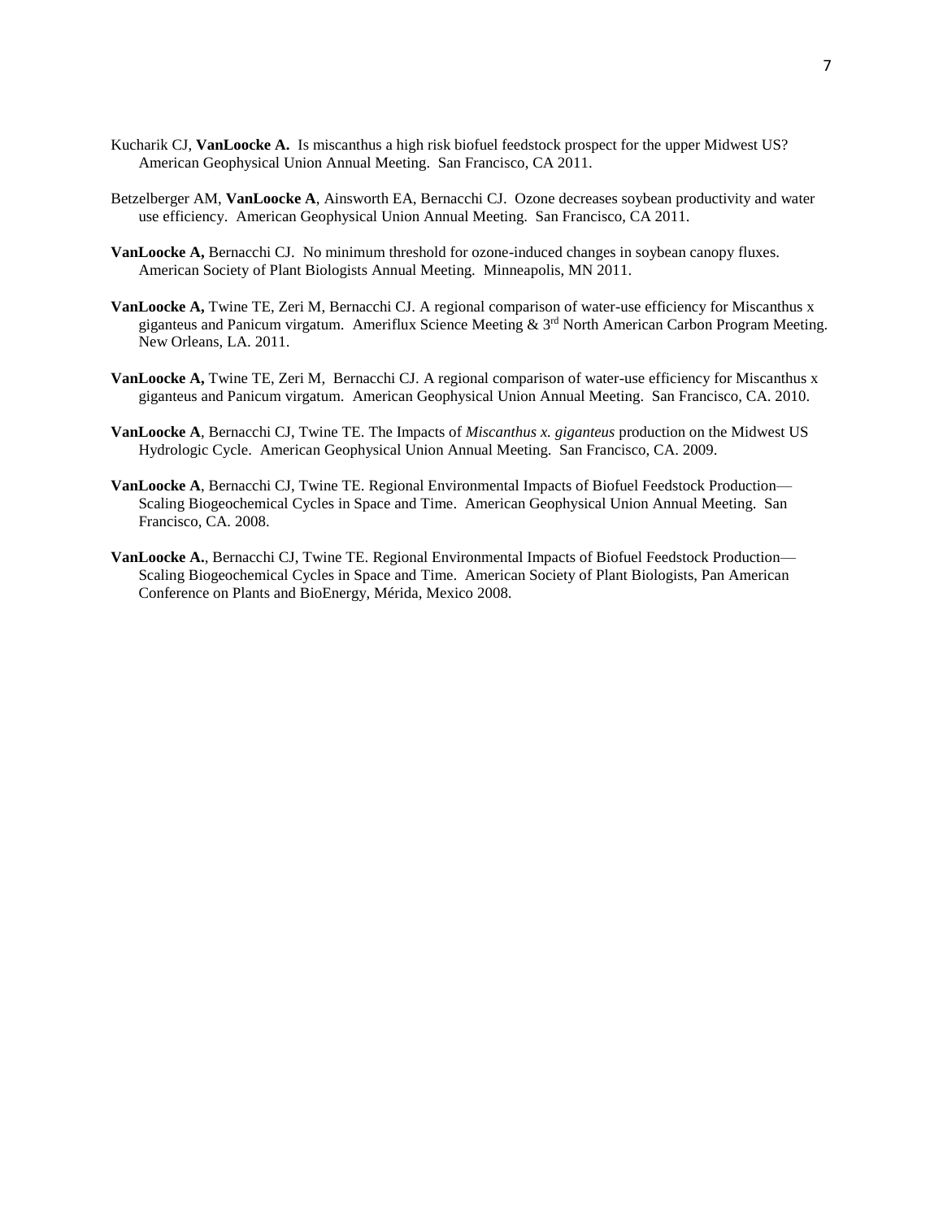Kucharik CJ, **VanLoocke A.** Is miscanthus a high risk biofuel feedstock prospect for the upper Midwest US? American Geophysical Union Annual Meeting. San Francisco, CA 2011.

Betzelberger AM, **VanLoocke A**, Ainsworth EA, Bernacchi CJ. Ozone decreases soybean productivity and water use efficiency. American Geophysical Union Annual Meeting. San Francisco, CA 2011.

**VanLoocke A,** Bernacchi CJ. No minimum threshold for ozone-induced changes in soybean canopy fluxes. American Society of Plant Biologists Annual Meeting. Minneapolis, MN 2011.

**VanLoocke A,** Twine TE, Zeri M, Bernacchi CJ. A regional comparison of water-use efficiency for Miscanthus x giganteus and Panicum virgatum. Ameriflux Science Meeting & 3rd North American Carbon Program Meeting. New Orleans, LA. 2011.

**VanLoocke A,** Twine TE, Zeri M, Bernacchi CJ. A regional comparison of water-use efficiency for Miscanthus x giganteus and Panicum virgatum. American Geophysical Union Annual Meeting. San Francisco, CA. 2010.

**VanLoocke A**, Bernacchi CJ, Twine TE. The Impacts of *Miscanthus x. giganteus* production on the Midwest US Hydrologic Cycle. American Geophysical Union Annual Meeting. San Francisco, CA. 2009.

**VanLoocke A**, Bernacchi CJ, Twine TE. Regional Environmental Impacts of Biofuel Feedstock Production—Scaling Biogeochemical Cycles in Space and Time. American Geophysical Union Annual Meeting. San Francisco, CA. 2008.

**VanLoocke A.**, Bernacchi CJ, Twine TE. Regional Environmental Impacts of Biofuel Feedstock Production—Scaling Biogeochemical Cycles in Space and Time. American Society of Plant Biologists, Pan American Conference on Plants and BioEnergy, Mérida, Mexico 2008.